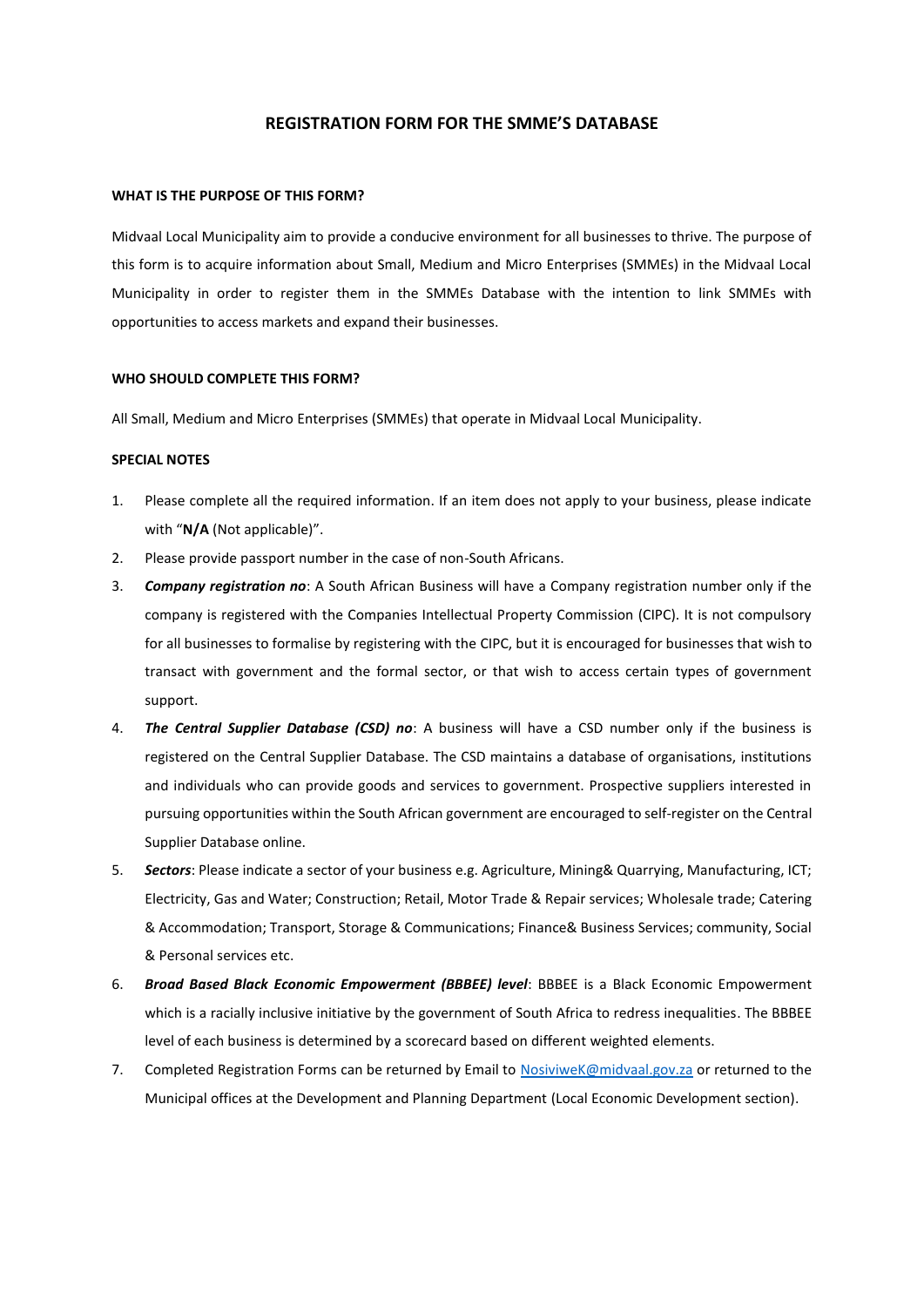# REGISTRATION FORM FOR THE SMME'S DATABASE

**WHAT IS THE PURPOSE OF THIS FORM?**

Midvaal Local Municipality aim to provide a conducive environment for all businesses to thrive. The purpose of this form is to acquire information about Small, Medium and Micro Enterprises (SMMEs) in the Midvaal Local Municipality in order to register them in the SMMEs Database with the intention to link SMMEs with opportunities to access markets and expand their businesses.

**WHO SHOULD COMPLETE THIS FORM?**

All Small, Medium and Micro Enterprises (SMMEs) that operate in Midvaal Local Municipality.

**SPECIAL NOTES**

1. Please complete all the required information. If an item does not apply to your business, please indicate with "**N/A** (Not applicable)".
2. Please provide passport number in the case of non-South Africans.
3. ***Company registration no***: A South African Business will have a Company registration number only if the company is registered with the Companies Intellectual Property Commission (CIPC). It is not compulsory for all businesses to formalise by registering with the CIPC, but it is encouraged for businesses that wish to transact with government and the formal sector, or that wish to access certain types of government support.
4. ***The Central Supplier Database (CSD) no***: A business will have a CSD number only if the business is registered on the Central Supplier Database. The CSD maintains a database of organisations, institutions and individuals who can provide goods and services to government. Prospective suppliers interested in pursuing opportunities within the South African government are encouraged to self-register on the Central Supplier Database online.
5. ***Sectors***: Please indicate a sector of your business e.g. Agriculture, Mining& Quarrying, Manufacturing, ICT; Electricity, Gas and Water; Construction; Retail, Motor Trade & Repair services; Wholesale trade; Catering & Accommodation; Transport, Storage & Communications; Finance& Business Services; community, Social & Personal services etc.
6. ***Broad Based Black Economic Empowerment (BBBEE) level***: BBBEE is a Black Economic Empowerment which is a racially inclusive initiative by the government of South Africa to redress inequalities. The BBBEE level of each business is determined by a scorecard based on different weighted elements.
7. Completed Registration Forms can be returned by Email to NosiviweK@midvaal.gov.za or returned to the Municipal offices at the Development and Planning Department (Local Economic Development section).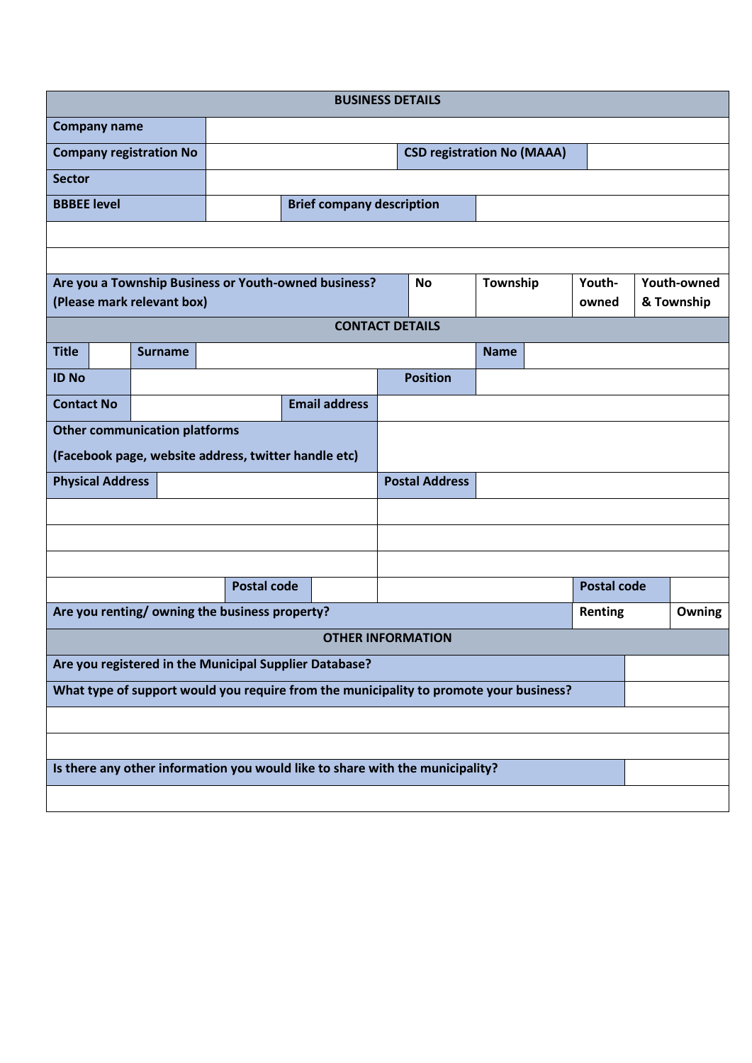| BUSINESS DETAILS | | | | | | | |
|---|---|---|---|---|---|---|---|
| **Company name** | | | | | | | |
| **Company registration No** | | | **CSD registration No (MAAA)** | | | | |
| **Sector** | | | | | | | |
| **BBBEE level** | | **Brief company description** | | | | | |
| | | | | | | | |
| | | | | | | | |
| **Are you a Township Business or Youth-owned business? (Please mark relevant box)** | | | | **No** | **Township** | **Youth-owned** | **Youth-owned & Township** |

| CONTACT DETAILS | | | | | | | |
|---|---|---|---|---|---|---|---|
| **Title** | | **Surname** | | | **Name** | | |
| **ID No** | | | **Position** | | | | |
| **Contact No** | | **Email address** | | | | | |
| **Other communication platforms (Facebook page, website address, twitter handle etc)** | | | | | | | |
| **Physical Address** | | | **Postal Address** | | | | |
| | | | | | | | |
| | | | | | | | |
| | | | | | | | |
| | **Postal code** | | | | **Postal code** | | |
| **Are you renting/ owning the business property?** | | | | | **Renting** | | **Owning** |

| OTHER INFORMATION | |
|---|---|
| **Are you registered in the Municipal Supplier Database?** | |
| **What type of support would you require from the municipality to promote your business?** | |
| | |
| | |
| **Is there any other information you would like to share with the municipality?** | |
| | |